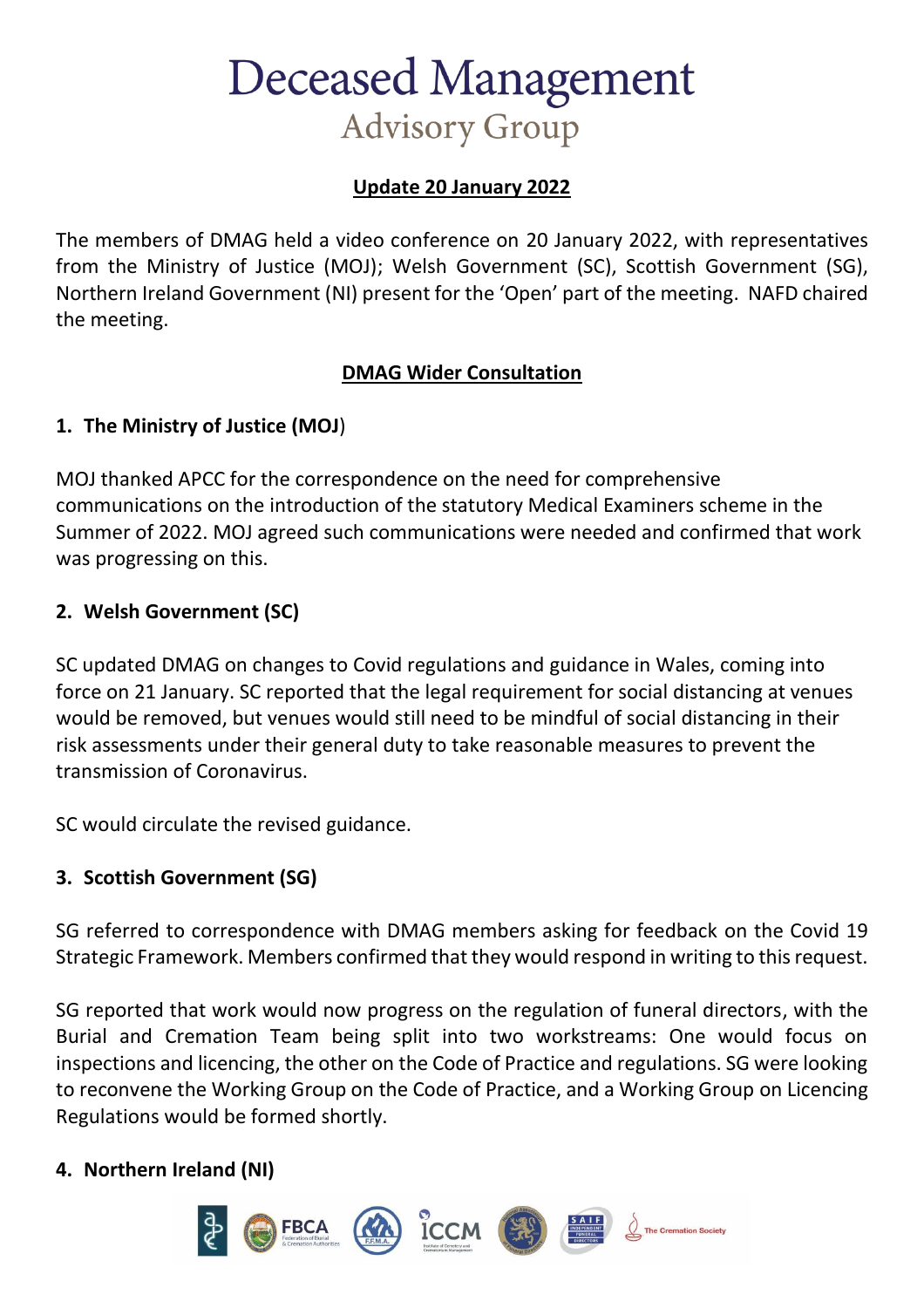# Deceased Management
## Advisory Group

**Update 20 January 2022**

The members of DMAG held a video conference on 20 January 2022, with representatives from the Ministry of Justice (MOJ); Welsh Government (SC), Scottish Government (SG), Northern Ireland Government (NI) present for the 'Open' part of the meeting. NAFD chaired the meeting.

**DMAG Wider Consultation**

### 1. The Ministry of Justice (MOJ)

MOJ thanked APCC for the correspondence on the need for comprehensive communications on the introduction of the statutory Medical Examiners scheme in the Summer of 2022. MOJ agreed such communications were needed and confirmed that work was progressing on this.

### 2. Welsh Government (SC)

SC updated DMAG on changes to Covid regulations and guidance in Wales, coming into force on 21 January. SC reported that the legal requirement for social distancing at venues would be removed, but venues would still need to be mindful of social distancing in their risk assessments under their general duty to take reasonable measures to prevent the transmission of Coronavirus.

SC would circulate the revised guidance.

### 3. Scottish Government (SG)

SG referred to correspondence with DMAG members asking for feedback on the Covid 19 Strategic Framework. Members confirmed that they would respond in writing to this request.

SG reported that work would now progress on the regulation of funeral directors, with the Burial and Cremation Team being split into two workstreams: One would focus on inspections and licencing, the other on the Code of Practice and regulations. SG were looking to reconvene the Working Group on the Code of Practice, and a Working Group on Licencing Regulations would be formed shortly.

### 4. Northern Ireland (NI)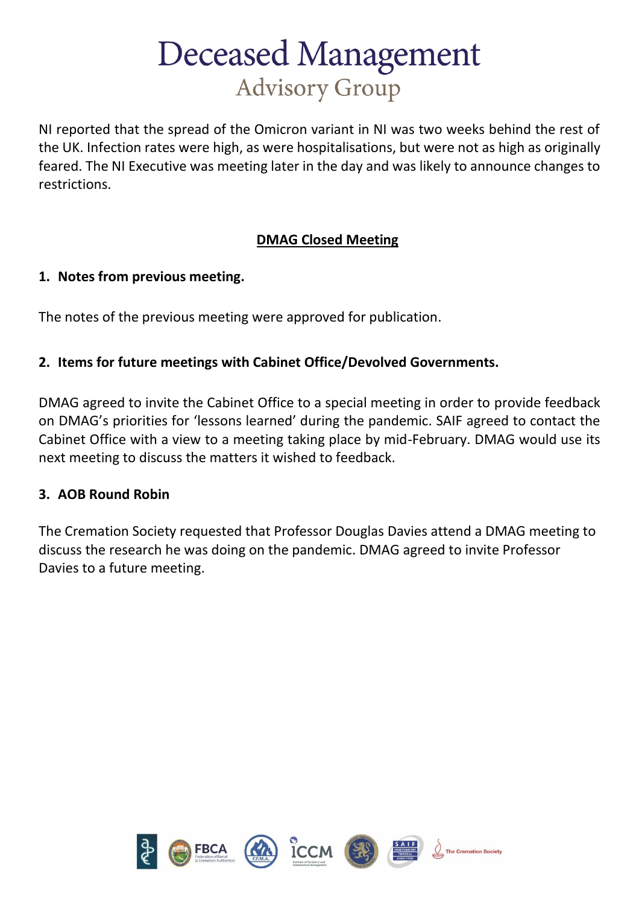NI reported that the spread of the Omicron variant in NI was two weeks behind the rest of the UK. Infection rates were high, as were hospitalisations, but were not as high as originally feared. The NI Executive was meeting later in the day and was likely to announce changes to restrictions.

## DMAG Closed Meeting

### 1. Notes from previous meeting.

The notes of the previous meeting were approved for publication.

### 2. Items for future meetings with Cabinet Office/Devolved Governments.

DMAG agreed to invite the Cabinet Office to a special meeting in order to provide feedback on DMAG's priorities for 'lessons learned' during the pandemic. SAIF agreed to contact the Cabinet Office with a view to a meeting taking place by mid-February. DMAG would use its next meeting to discuss the matters it wished to feedback.

### 3. AOB Round Robin

The Cremation Society requested that Professor Douglas Davies attend a DMAG meeting to discuss the research he was doing on the pandemic. DMAG agreed to invite Professor Davies to a future meeting.